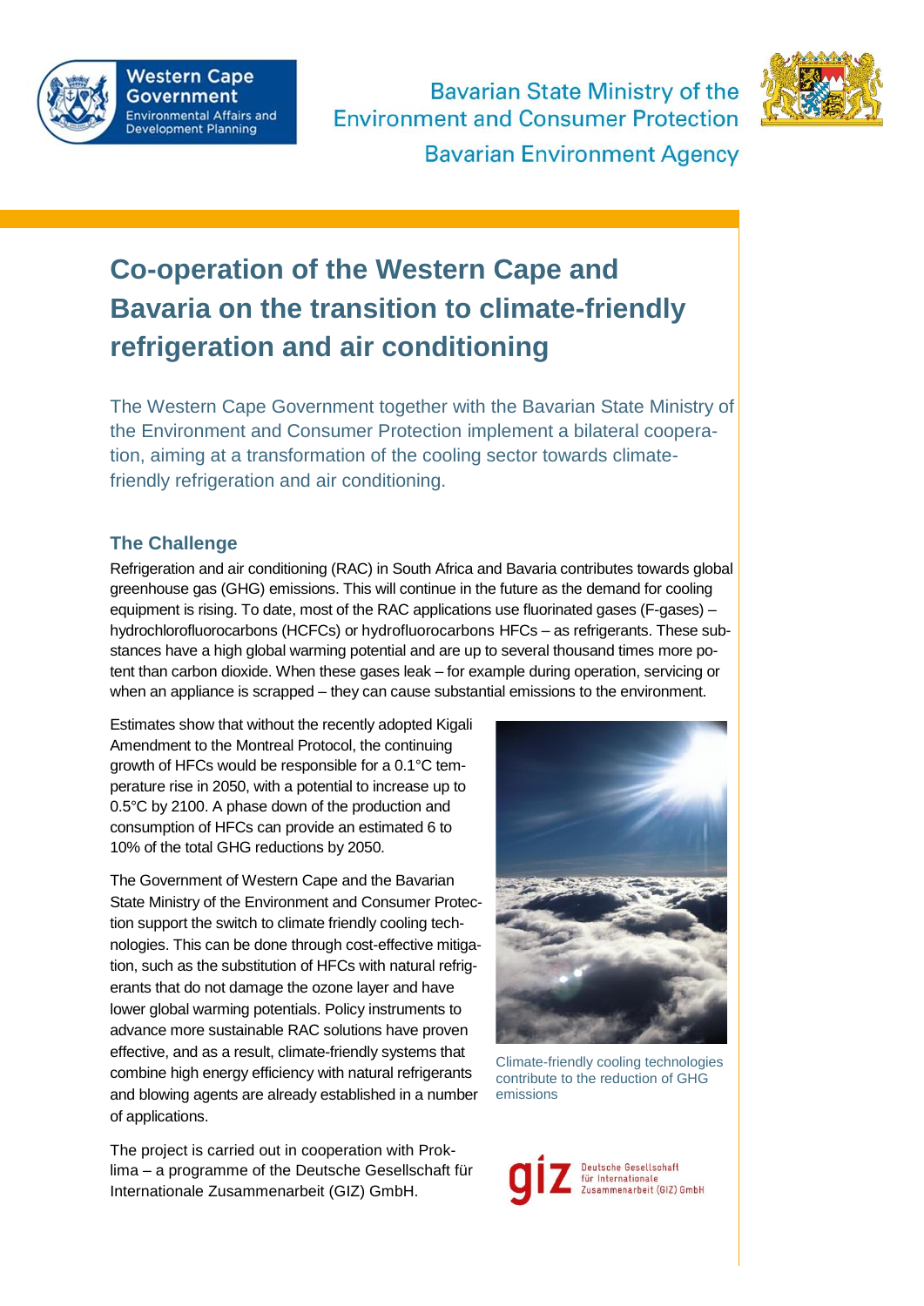Western Cape Government
Environmental Affairs and Development Planning

Bavarian State Ministry of the Environment and Consumer Protection
Bavarian Environment Agency

# Co-operation of the Western Cape and Bavaria on the transition to climate-friendly refrigeration and air conditioning

The Western Cape Government together with the Bavarian State Ministry of the Environment and Consumer Protection implement a bilateral cooperation, aiming at a transformation of the cooling sector towards climate-friendly refrigeration and air conditioning.

## The Challenge

Refrigeration and air conditioning (RAC) in South Africa and Bavaria contributes towards global greenhouse gas (GHG) emissions. This will continue in the future as the demand for cooling equipment is rising. To date, most of the RAC applications use fluorinated gases (F-gases) – hydrochlorofluorocarbons (HCFCs) or hydrofluorocarbons HFCs – as refrigerants. These substances have a high global warming potential and are up to several thousand times more potent than carbon dioxide. When these gases leak – for example during operation, servicing or when an appliance is scrapped – they can cause substantial emissions to the environment.

Estimates show that without the recently adopted Kigali Amendment to the Montreal Protocol, the continuing growth of HFCs would be responsible for a 0.1°C temperature rise in 2050, with a potential to increase up to 0.5°C by 2100. A phase down of the production and consumption of HFCs can provide an estimated 6 to 10% of the total GHG reductions by 2050.

The Government of Western Cape and the Bavarian State Ministry of the Environment and Consumer Protection support the switch to climate friendly cooling technologies. This can be done through cost-effective mitigation, such as the substitution of HFCs with natural refrigerants that do not damage the ozone layer and have lower global warming potentials. Policy instruments to advance more sustainable RAC solutions have proven effective, and as a result, climate-friendly systems that combine high energy efficiency with natural refrigerants and blowing agents are already established in a number of applications.

Climate-friendly cooling technologies contribute to the reduction of GHG emissions

The project is carried out in cooperation with Proklima – a programme of the Deutsche Gesellschaft für Internationale Zusammenarbeit (GIZ) GmbH.

giz Deutsche Gesellschaft für Internationale Zusammenarbeit (GIZ) GmbH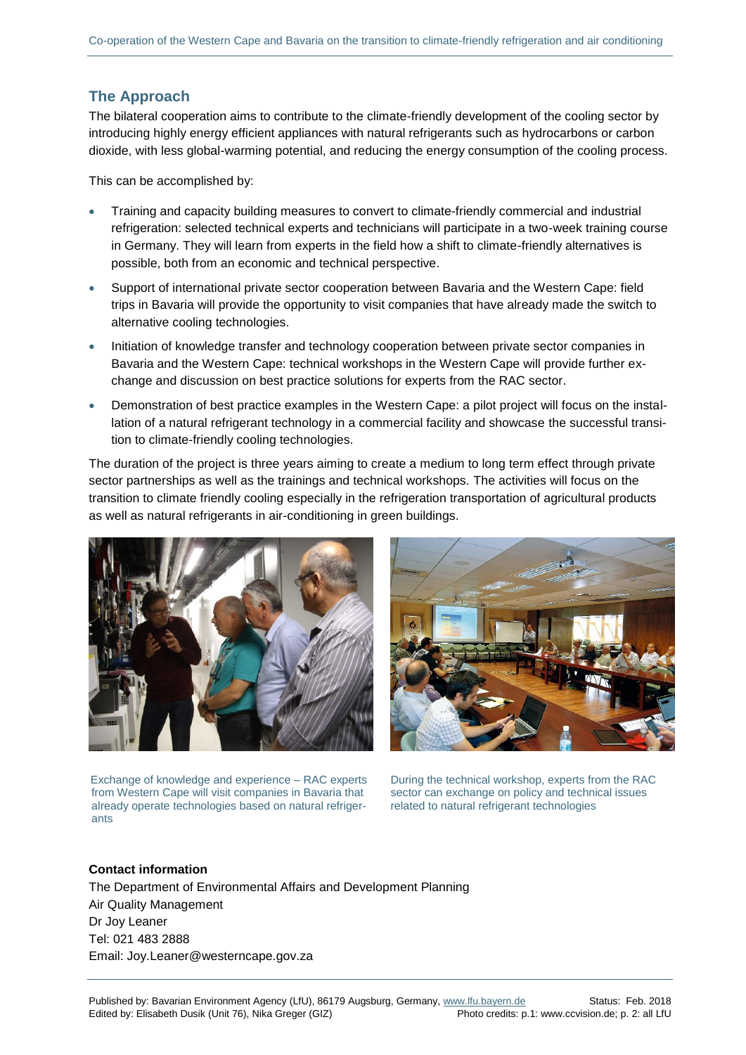## The Approach

The bilateral cooperation aims to contribute to the climate-friendly development of the cooling sector by introducing highly energy efficient appliances with natural refrigerants such as hydrocarbons or carbon dioxide, with less global-warming potential, and reducing the energy consumption of the cooling process.

This can be accomplished by:

- Training and capacity building measures to convert to climate-friendly commercial and industrial refrigeration: selected technical experts and technicians will participate in a two-week training course in Germany. They will learn from experts in the field how a shift to climate-friendly alternatives is possible, both from an economic and technical perspective.
- Support of international private sector cooperation between Bavaria and the Western Cape: field trips in Bavaria will provide the opportunity to visit companies that have already made the switch to alternative cooling technologies.
- Initiation of knowledge transfer and technology cooperation between private sector companies in Bavaria and the Western Cape: technical workshops in the Western Cape will provide further exchange and discussion on best practice solutions for experts from the RAC sector.
- Demonstration of best practice examples in the Western Cape: a pilot project will focus on the installation of a natural refrigerant technology in a commercial facility and showcase the successful transition to climate-friendly cooling technologies.

The duration of the project is three years aiming to create a medium to long term effect through private sector partnerships as well as the trainings and technical workshops. The activities will focus on the transition to climate friendly cooling especially in the refrigeration transportation of agricultural products as well as natural refrigerants in air-conditioning in green buildings.

Exchange of knowledge and experience – RAC experts from Western Cape will visit companies in Bavaria that already operate technologies based on natural refrigerants

During the technical workshop, experts from the RAC sector can exchange on policy and technical issues related to natural refrigerant technologies

**Contact information**

The Department of Environmental Affairs and Development Planning
Air Quality Management
Dr Joy Leaner
Tel: 021 483 2888
Email: Joy.Leaner@westerncape.gov.za

Published by: Bavarian Environment Agency (LfU), 86179 Augsburg, Germany, www.lfu.bayern.de
Edited by: Elisabeth Dusik (Unit 76), Nika Greger (GIZ)

Status: Feb. 2018
Photo credits: p.1: www.ccvision.de; p. 2: all LfU